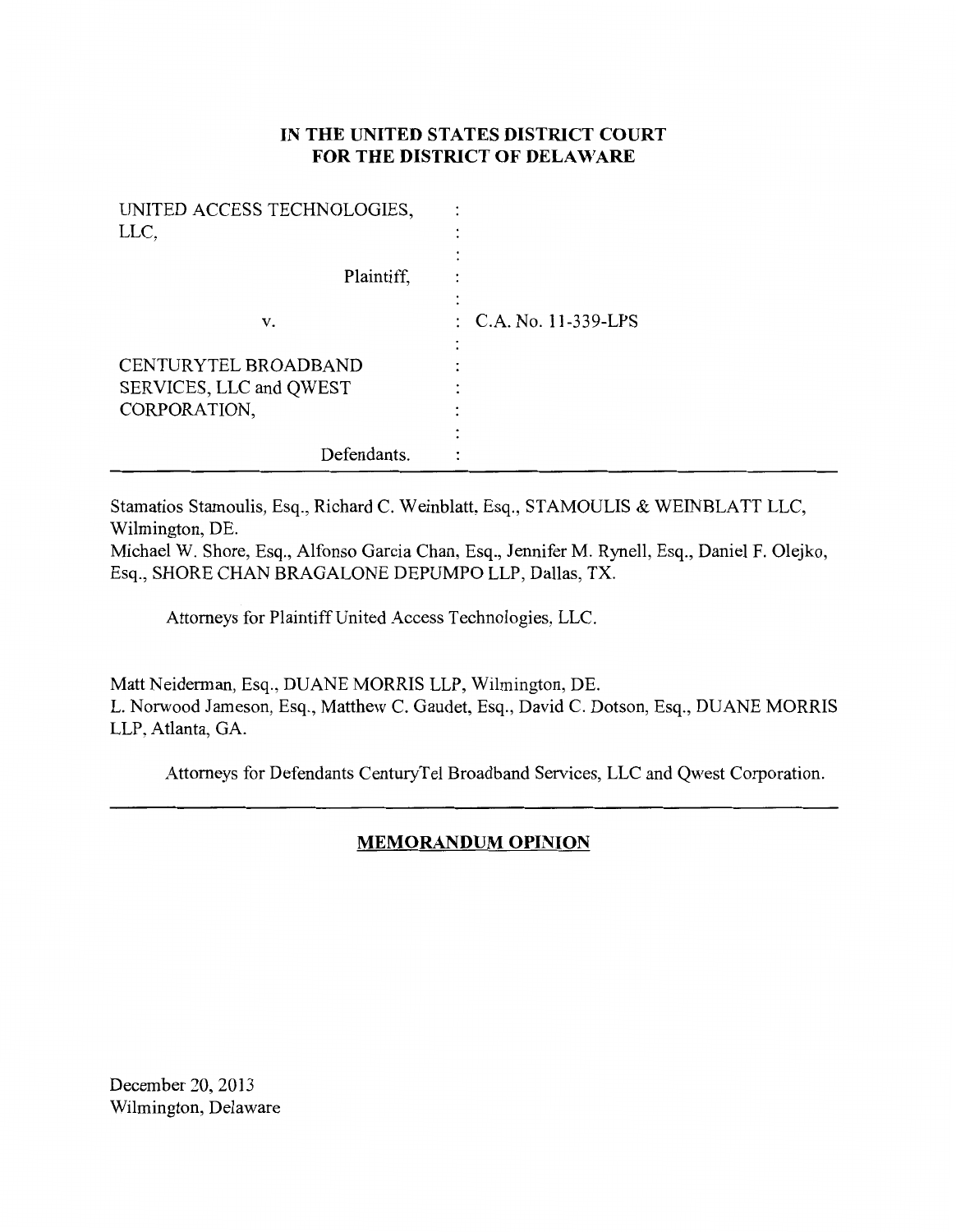**IN THE UNITED STATES DISTRICT COURT**
**FOR THE DISTRICT OF DELAWARE**

| | | |
|---|---|---|
| UNITED ACCESS TECHNOLOGIES, LLC, | : | |
| Plaintiff, | : | |
| v. | : | C.A. No. 11-339-LPS |
| CENTURYTEL BROADBAND SERVICES, LLC and QWEST CORPORATION, | : | |
| Defendants. | : | |

Stamatios Stamoulis, Esq., Richard C. Weinblatt, Esq., STAMOULIS & WEINBLATT LLC, Wilmington, DE.
Michael W. Shore, Esq., Alfonso Garcia Chan, Esq., Jennifer M. Rynell, Esq., Daniel F. Olejko, Esq., SHORE CHAN BRAGALONE DEPUMPO LLP, Dallas, TX.

Attorneys for Plaintiff United Access Technologies, LLC.

Matt Neiderman, Esq., DUANE MORRIS LLP, Wilmington, DE.
L. Norwood Jameson, Esq., Matthew C. Gaudet, Esq., David C. Dotson, Esq., DUANE MORRIS LLP, Atlanta, GA.

Attorneys for Defendants CenturyTel Broadband Services, LLC and Qwest Corporation.

**MEMORANDUM OPINION**

December 20, 2013
Wilmington, Delaware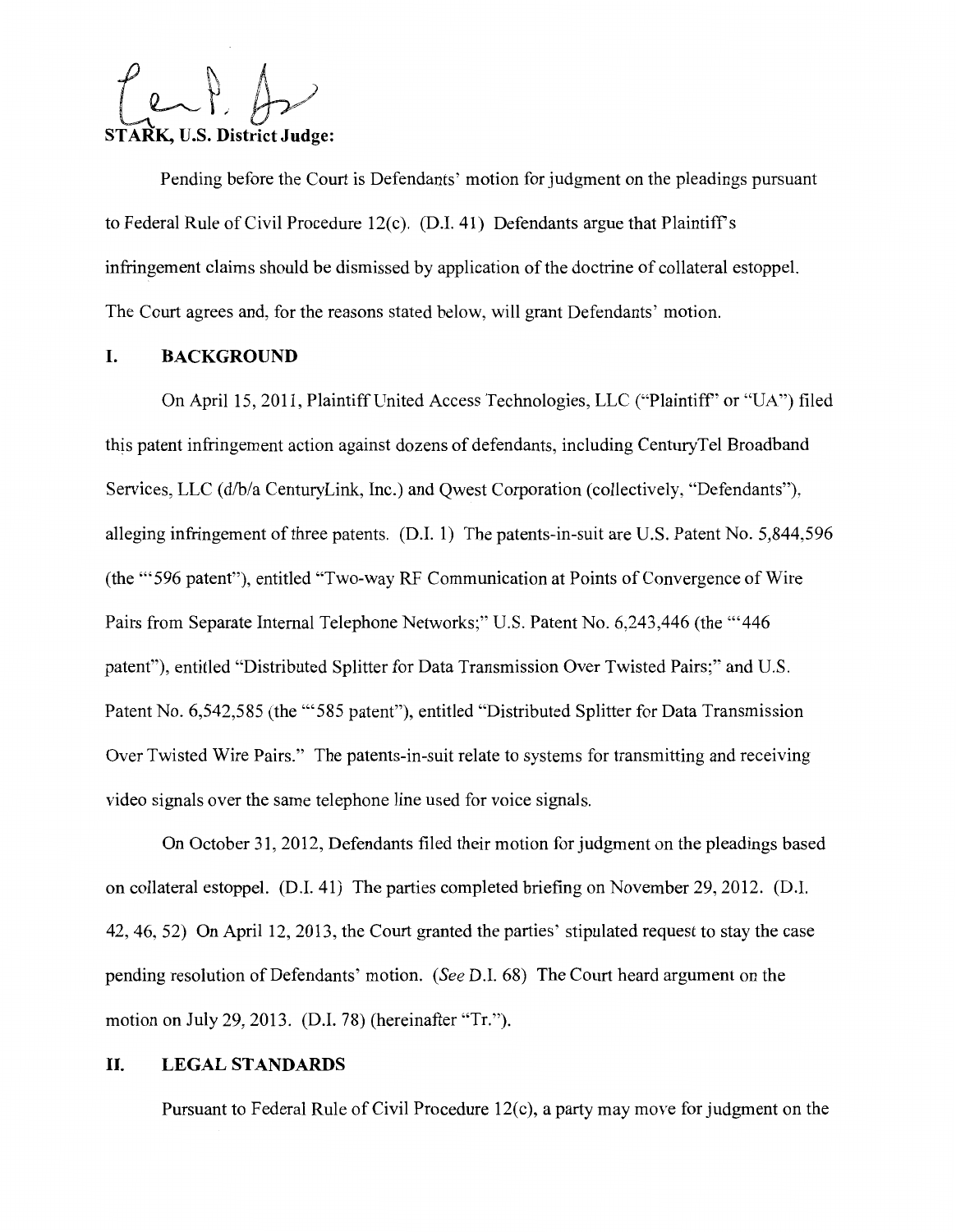**STARK, U.S. District Judge:**

Pending before the Court is Defendants' motion for judgment on the pleadings pursuant to Federal Rule of Civil Procedure 12(c). (D.I. 41) Defendants argue that Plaintiff's infringement claims should be dismissed by application of the doctrine of collateral estoppel. The Court agrees and, for the reasons stated below, will grant Defendants' motion.

## I. BACKGROUND

On April 15, 2011, Plaintiff United Access Technologies, LLC ("Plaintiff" or "UA") filed this patent infringement action against dozens of defendants, including CenturyTel Broadband Services, LLC (d/b/a CenturyLink, Inc.) and Qwest Corporation (collectively, "Defendants"), alleging infringement of three patents. (D.I. 1) The patents-in-suit are U.S. Patent No. 5,844,596 (the "'596 patent"), entitled "Two-way RF Communication at Points of Convergence of Wire Pairs from Separate Internal Telephone Networks;" U.S. Patent No. 6,243,446 (the "'446 patent"), entitled "Distributed Splitter for Data Transmission Over Twisted Pairs;" and U.S. Patent No. 6,542,585 (the "'585 patent"), entitled "Distributed Splitter for Data Transmission Over Twisted Wire Pairs." The patents-in-suit relate to systems for transmitting and receiving video signals over the same telephone line used for voice signals.

On October 31, 2012, Defendants filed their motion for judgment on the pleadings based on collateral estoppel. (D.I. 41) The parties completed briefing on November 29, 2012. (D.I. 42, 46, 52) On April 12, 2013, the Court granted the parties' stipulated request to stay the case pending resolution of Defendants' motion. (*See* D.I. 68) The Court heard argument on the motion on July 29, 2013. (D.I. 78) (hereinafter "Tr.").

## II. LEGAL STANDARDS

Pursuant to Federal Rule of Civil Procedure 12(c), a party may move for judgment on the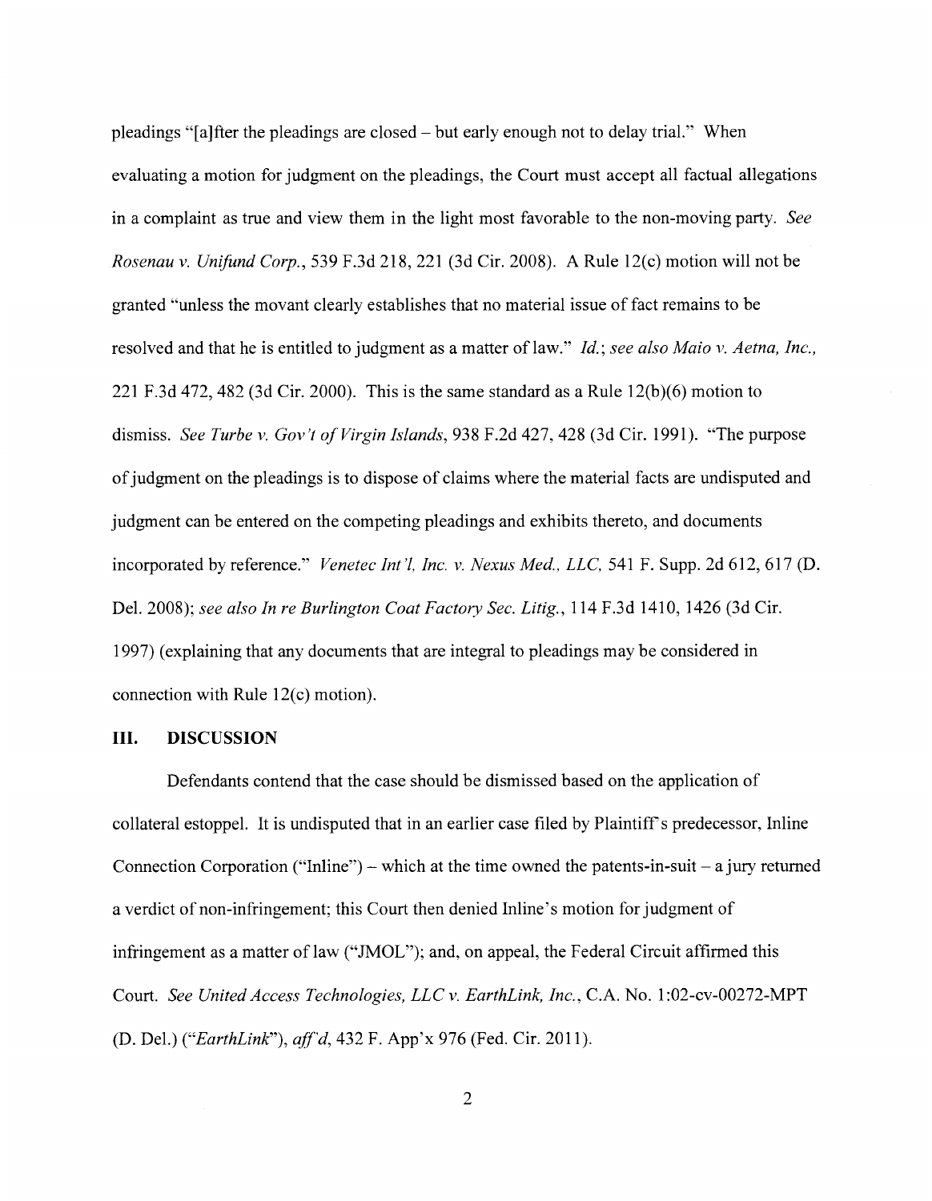pleadings "[a]fter the pleadings are closed – but early enough not to delay trial." When evaluating a motion for judgment on the pleadings, the Court must accept all factual allegations in a complaint as true and view them in the light most favorable to the non-moving party. *See Rosenau v. Unifund Corp.*, 539 F.3d 218, 221 (3d Cir. 2008). A Rule 12(c) motion will not be granted "unless the movant clearly establishes that no material issue of fact remains to be resolved and that he is entitled to judgment as a matter of law." *Id.*; *see also Maio v. Aetna, Inc.*, 221 F.3d 472, 482 (3d Cir. 2000). This is the same standard as a Rule 12(b)(6) motion to dismiss. *See Turbe v. Gov't of Virgin Islands*, 938 F.2d 427, 428 (3d Cir. 1991). "The purpose of judgment on the pleadings is to dispose of claims where the material facts are undisputed and judgment can be entered on the competing pleadings and exhibits thereto, and documents incorporated by reference." *Venetec Int'l, Inc. v. Nexus Med., LLC*, 541 F. Supp. 2d 612, 617 (D. Del. 2008); *see also In re Burlington Coat Factory Sec. Litig.*, 114 F.3d 1410, 1426 (3d Cir. 1997) (explaining that any documents that are integral to pleadings may be considered in connection with Rule 12(c) motion).

## III. DISCUSSION

Defendants contend that the case should be dismissed based on the application of collateral estoppel. It is undisputed that in an earlier case filed by Plaintiff's predecessor, Inline Connection Corporation ("Inline") – which at the time owned the patents-in-suit – a jury returned a verdict of non-infringement; this Court then denied Inline's motion for judgment of infringement as a matter of law ("JMOL"); and, on appeal, the Federal Circuit affirmed this Court. *See United Access Technologies, LLC v. EarthLink, Inc.*, C.A. No. 1:02-cv-00272-MPT (D. Del.) (*"EarthLink"*), *aff'd*, 432 F. App'x 976 (Fed. Cir. 2011).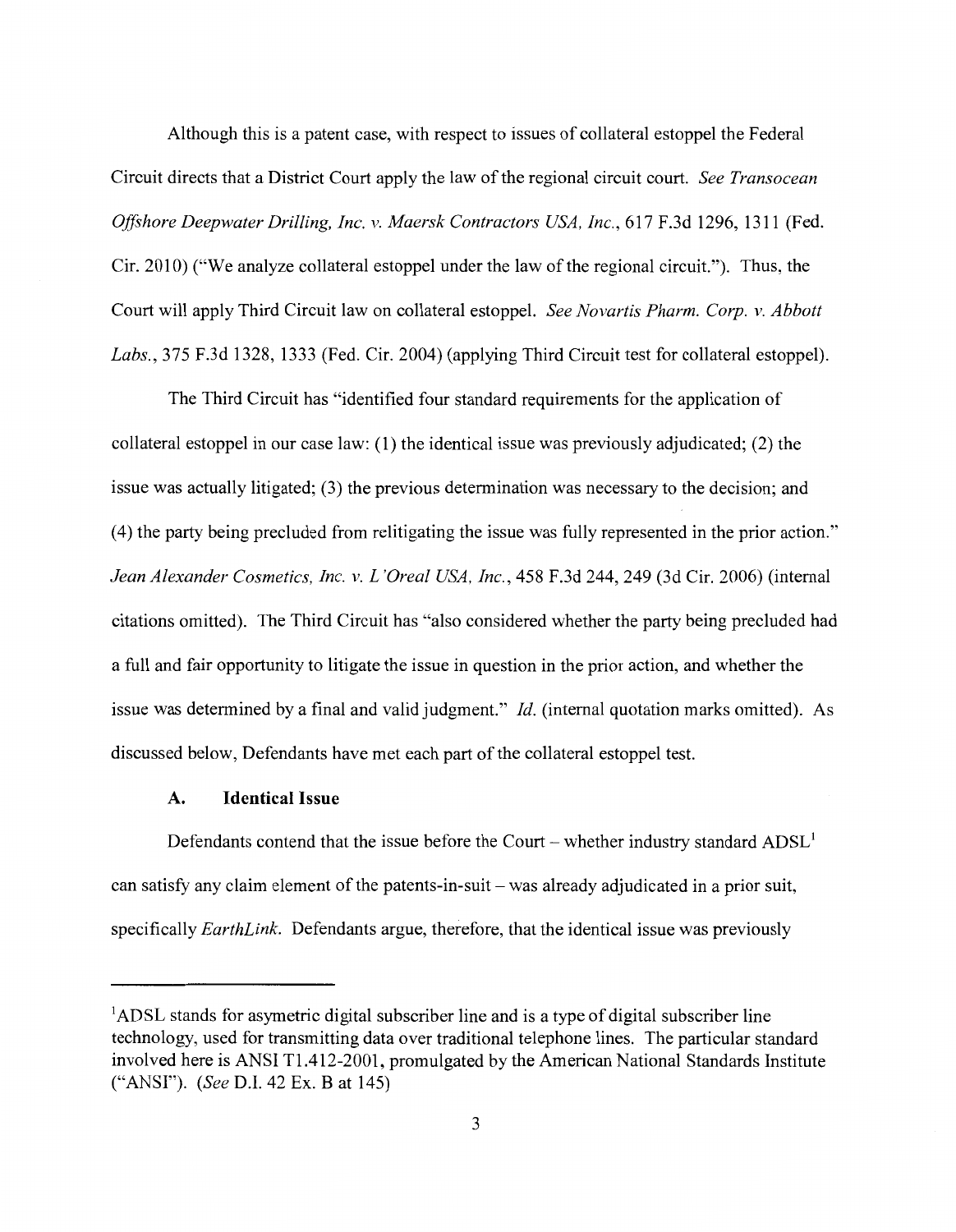Although this is a patent case, with respect to issues of collateral estoppel the Federal Circuit directs that a District Court apply the law of the regional circuit court. *See Transocean Offshore Deepwater Drilling, Inc. v. Maersk Contractors USA, Inc.*, 617 F.3d 1296, 1311 (Fed. Cir. 2010) ("We analyze collateral estoppel under the law of the regional circuit."). Thus, the Court will apply Third Circuit law on collateral estoppel. *See Novartis Pharm. Corp. v. Abbott Labs.*, 375 F.3d 1328, 1333 (Fed. Cir. 2004) (applying Third Circuit test for collateral estoppel).

The Third Circuit has "identified four standard requirements for the application of collateral estoppel in our case law: (1) the identical issue was previously adjudicated; (2) the issue was actually litigated; (3) the previous determination was necessary to the decision; and (4) the party being precluded from relitigating the issue was fully represented in the prior action." *Jean Alexander Cosmetics, Inc. v. L'Oreal USA, Inc.*, 458 F.3d 244, 249 (3d Cir. 2006) (internal citations omitted). The Third Circuit has "also considered whether the party being precluded had a full and fair opportunity to litigate the issue in question in the prior action, and whether the issue was determined by a final and valid judgment." *Id.* (internal quotation marks omitted). As discussed below, Defendants have met each part of the collateral estoppel test.

### A. Identical Issue

Defendants contend that the issue before the Court – whether industry standard ADSL[1] can satisfy any claim element of the patents-in-suit – was already adjudicated in a prior suit, specifically *EarthLink*. Defendants argue, therefore, that the identical issue was previously

---

[1]ADSL stands for asymetric digital subscriber line and is a type of digital subscriber line technology, used for transmitting data over traditional telephone lines. The particular standard involved here is ANSI T1.412-2001, promulgated by the American National Standards Institute ("ANSI"). (*See* D.I. 42 Ex. B at 145)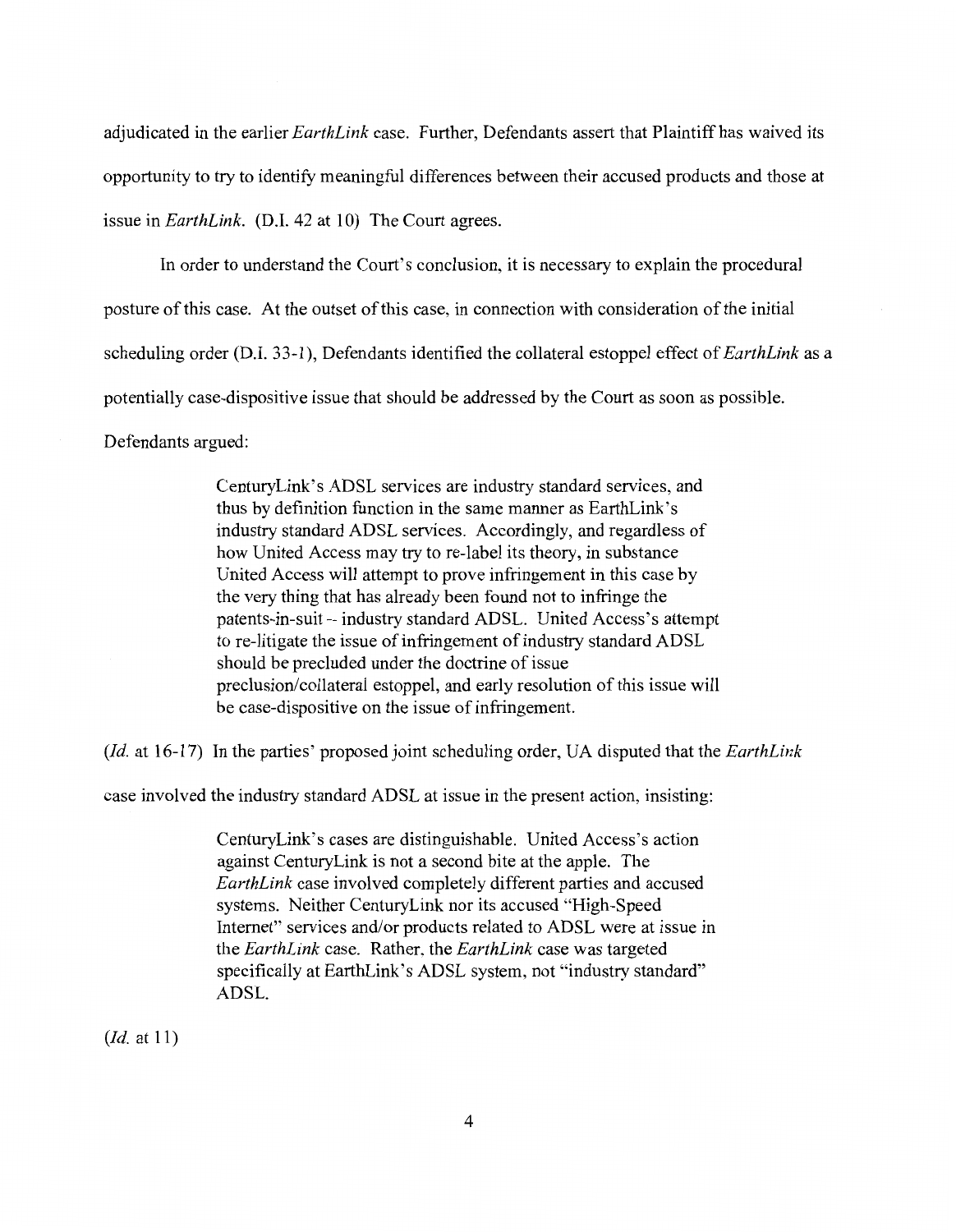adjudicated in the earlier *EarthLink* case. Further, Defendants assert that Plaintiff has waived its opportunity to try to identify meaningful differences between their accused products and those at issue in *EarthLink*. (D.I. 42 at 10) The Court agrees.

In order to understand the Court's conclusion, it is necessary to explain the procedural posture of this case. At the outset of this case, in connection with consideration of the initial scheduling order (D.I. 33-1), Defendants identified the collateral estoppel effect of *EarthLink* as a potentially case-dispositive issue that should be addressed by the Court as soon as possible. Defendants argued:

> CenturyLink's ADSL services are industry standard services, and thus by definition function in the same manner as EarthLink's industry standard ADSL services. Accordingly, and regardless of how United Access may try to re-label its theory, in substance United Access will attempt to prove infringement in this case by the very thing that has already been found not to infringe the patents-in-suit -- industry standard ADSL. United Access's attempt to re-litigate the issue of infringement of industry standard ADSL should be precluded under the doctrine of issue preclusion/collateral estoppel, and early resolution of this issue will be case-dispositive on the issue of infringement.

(*Id.* at 16-17) In the parties' proposed joint scheduling order, UA disputed that the *EarthLink* case involved the industry standard ADSL at issue in the present action, insisting:

> CenturyLink's cases are distinguishable. United Access's action against CenturyLink is not a second bite at the apple. The *EarthLink* case involved completely different parties and accused systems. Neither CenturyLink nor its accused "High-Speed Internet" services and/or products related to ADSL were at issue in the *EarthLink* case. Rather, the *EarthLink* case was targeted specifically at EarthLink's ADSL system, not "industry standard" ADSL.

(*Id.* at 11)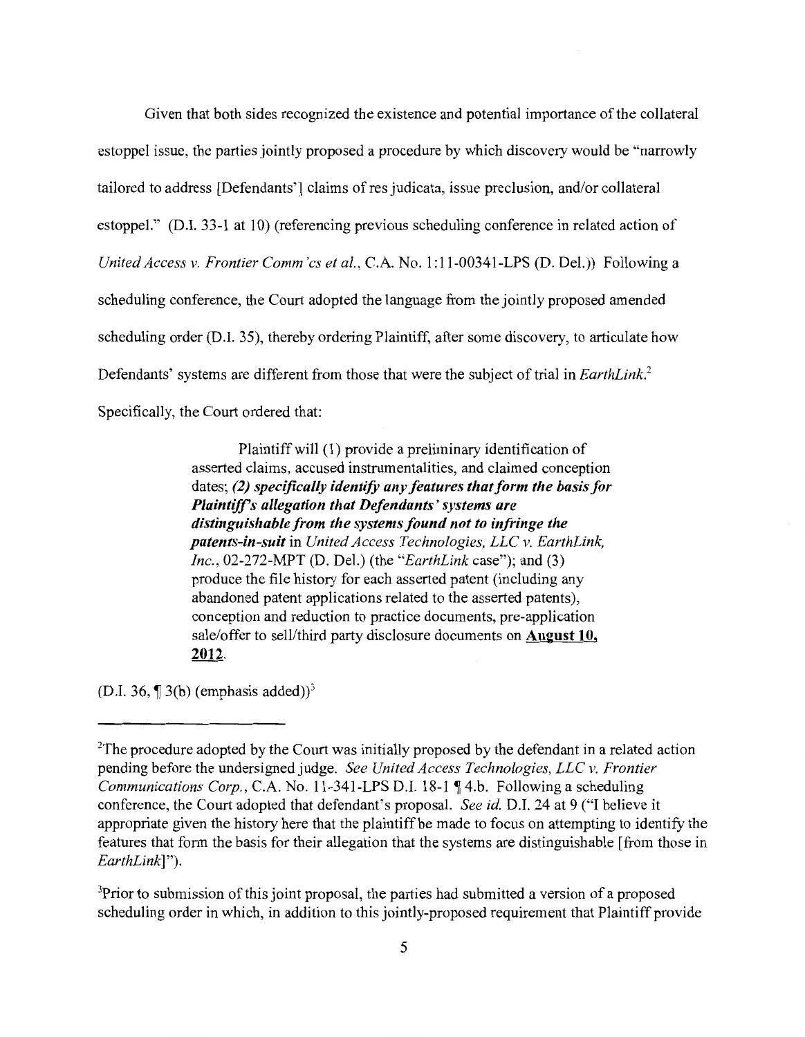Given that both sides recognized the existence and potential importance of the collateral estoppel issue, the parties jointly proposed a procedure by which discovery would be "narrowly tailored to address [Defendants'] claims of res judicata, issue preclusion, and/or collateral estoppel." (D.I. 33-1 at 10) (referencing previous scheduling conference in related action of *United Access v. Frontier Comm'cs et al.*, C.A. No. 1:11-00341-LPS (D. Del.)) Following a scheduling conference, the Court adopted the language from the jointly proposed amended scheduling order (D.I. 35), thereby ordering Plaintiff, after some discovery, to articulate how Defendants' systems are different from those that were the subject of trial in *EarthLink*.[2] Specifically, the Court ordered that:

> Plaintiff will (1) provide a preliminary identification of asserted claims, accused instrumentalities, and claimed conception dates; ***(2) specifically identify any features that form the basis for Plaintiff's allegation that Defendants' systems are distinguishable from the systems found not to infringe the patents-in-suit*** in *United Access Technologies, LLC v. EarthLink, Inc.*, 02-272-MPT (D. Del.) (the "*EarthLink* case"); and (3) produce the file history for each asserted patent (including any abandoned patent applications related to the asserted patents), conception and reduction to practice documents, pre-application sale/offer to sell/third party disclosure documents on **August 10, 2012**.

(D.I. 36, ¶ 3(b) (emphasis added))[3]

---

[2]The procedure adopted by the Court was initially proposed by the defendant in a related action pending before the undersigned judge. *See United Access Technologies, LLC v. Frontier Communications Corp.*, C.A. No. 11-341-LPS D.I. 18-1 ¶ 4.b. Following a scheduling conference, the Court adopted that defendant's proposal. *See id.* D.I. 24 at 9 ("I believe it appropriate given the history here that the plaintiff be made to focus on attempting to identify the features that form the basis for their allegation that the systems are distinguishable [from those in *EarthLink*]").

[3]Prior to submission of this joint proposal, the parties had submitted a version of a proposed scheduling order in which, in addition to this jointly-proposed requirement that Plaintiff provide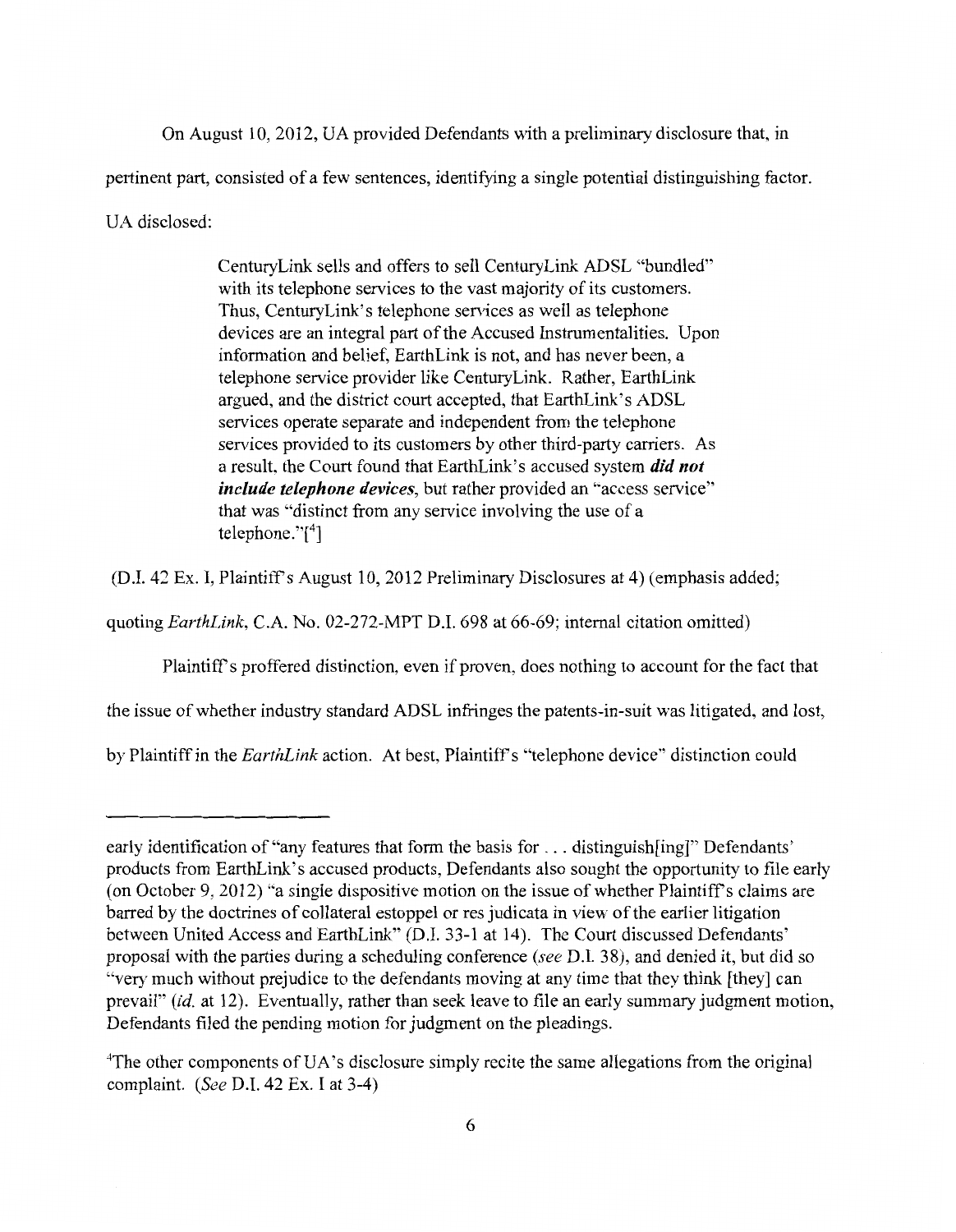On August 10, 2012, UA provided Defendants with a preliminary disclosure that, in pertinent part, consisted of a few sentences, identifying a single potential distinguishing factor. UA disclosed:

> CenturyLink sells and offers to sell CenturyLink ADSL "bundled" with its telephone services to the vast majority of its customers. Thus, CenturyLink's telephone services as well as telephone devices are an integral part of the Accused Instrumentalities. Upon information and belief, EarthLink is not, and has never been, a telephone service provider like CenturyLink. Rather, EarthLink argued, and the district court accepted, that EarthLink's ADSL services operate separate and independent from the telephone services provided to its customers by other third-party carriers. As a result, the Court found that EarthLink's accused system ***did not include telephone devices***, but rather provided an "access service" that was "distinct from any service involving the use of a telephone."[4]

(D.I. 42 Ex. I, Plaintiff's August 10, 2012 Preliminary Disclosures at 4) (emphasis added; quoting *EarthLink*, C.A. No. 02-272-MPT D.I. 698 at 66-69; internal citation omitted)

Plaintiff's proffered distinction, even if proven, does nothing to account for the fact that the issue of whether industry standard ADSL infringes the patents-in-suit was litigated, and lost, by Plaintiff in the *EarthLink* action. At best, Plaintiff's "telephone device" distinction could

---

early identification of "any features that form the basis for . . . distinguish[ing]" Defendants' products from EarthLink's accused products, Defendants also sought the opportunity to file early (on October 9, 2012) "a single dispositive motion on the issue of whether Plaintiff's claims are barred by the doctrines of collateral estoppel or res judicata in view of the earlier litigation between United Access and EarthLink" (D.I. 33-1 at 14). The Court discussed Defendants' proposal with the parties during a scheduling conference (*see* D.I. 38), and denied it, but did so "very much without prejudice to the defendants moving at any time that they think [they] can prevail" (*id.* at 12). Eventually, rather than seek leave to file an early summary judgment motion, Defendants filed the pending motion for judgment on the pleadings.

[4]The other components of UA's disclosure simply recite the same allegations from the original complaint. (*See* D.I. 42 Ex. I at 3-4)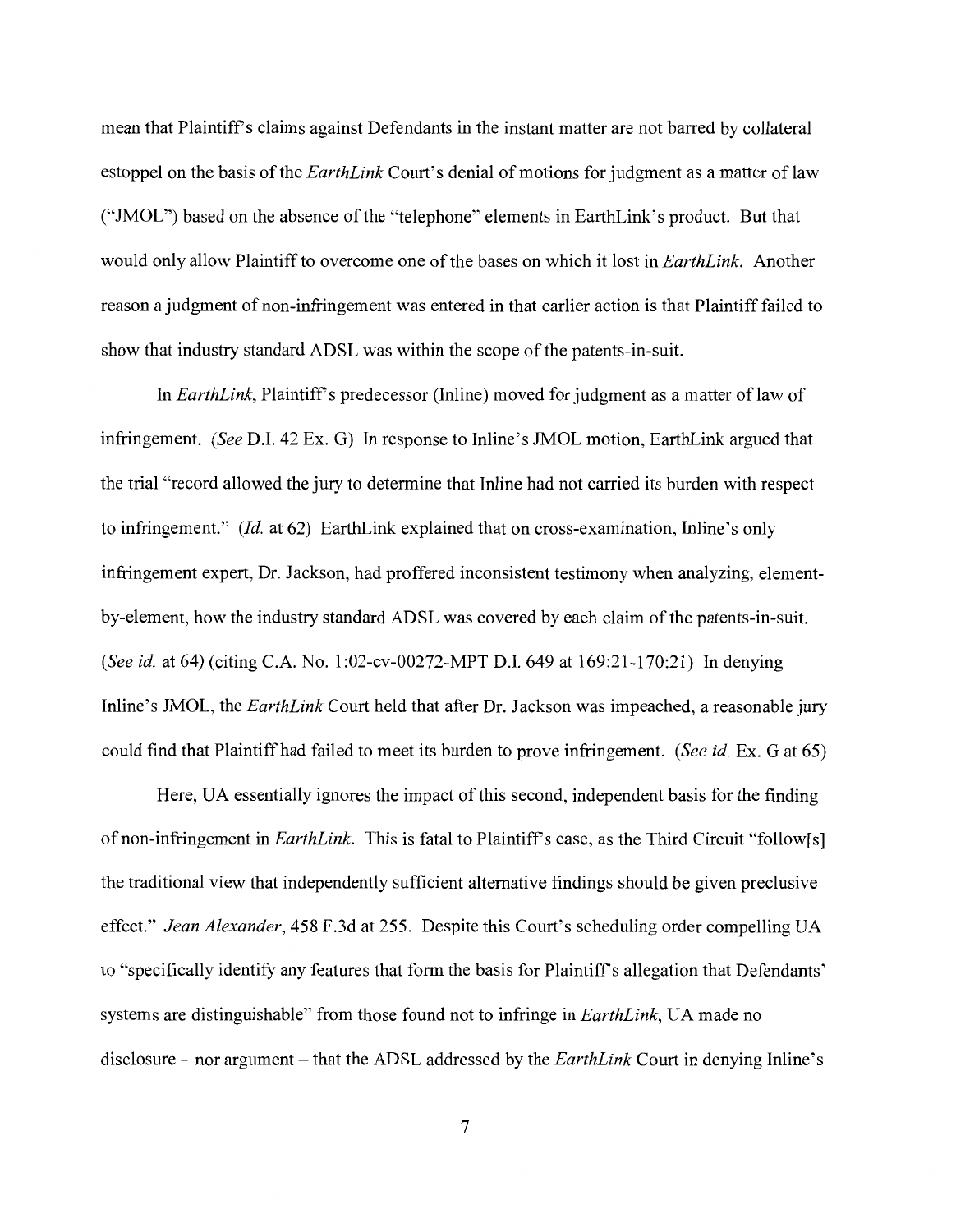mean that Plaintiff's claims against Defendants in the instant matter are not barred by collateral estoppel on the basis of the *EarthLink* Court's denial of motions for judgment as a matter of law ("JMOL") based on the absence of the "telephone" elements in EarthLink's product. But that would only allow Plaintiff to overcome one of the bases on which it lost in *EarthLink*. Another reason a judgment of non-infringement was entered in that earlier action is that Plaintiff failed to show that industry standard ADSL was within the scope of the patents-in-suit.

In *EarthLink*, Plaintiff's predecessor (Inline) moved for judgment as a matter of law of infringement. (*See* D.I. 42 Ex. G) In response to Inline's JMOL motion, EarthLink argued that the trial "record allowed the jury to determine that Inline had not carried its burden with respect to infringement." (*Id.* at 62) EarthLink explained that on cross-examination, Inline's only infringement expert, Dr. Jackson, had proffered inconsistent testimony when analyzing, element-by-element, how the industry standard ADSL was covered by each claim of the patents-in-suit. (*See id.* at 64) (citing C.A. No. 1:02-cv-00272-MPT D.I. 649 at 169:21-170:21) In denying Inline's JMOL, the *EarthLink* Court held that after Dr. Jackson was impeached, a reasonable jury could find that Plaintiff had failed to meet its burden to prove infringement. (*See id.* Ex. G at 65)

Here, UA essentially ignores the impact of this second, independent basis for the finding of non-infringement in *EarthLink*. This is fatal to Plaintiff's case, as the Third Circuit "follow[s] the traditional view that independently sufficient alternative findings should be given preclusive effect." *Jean Alexander*, 458 F.3d at 255. Despite this Court's scheduling order compelling UA to "specifically identify any features that form the basis for Plaintiff's allegation that Defendants' systems are distinguishable" from those found not to infringe in *EarthLink*, UA made no disclosure – nor argument – that the ADSL addressed by the *EarthLink* Court in denying Inline's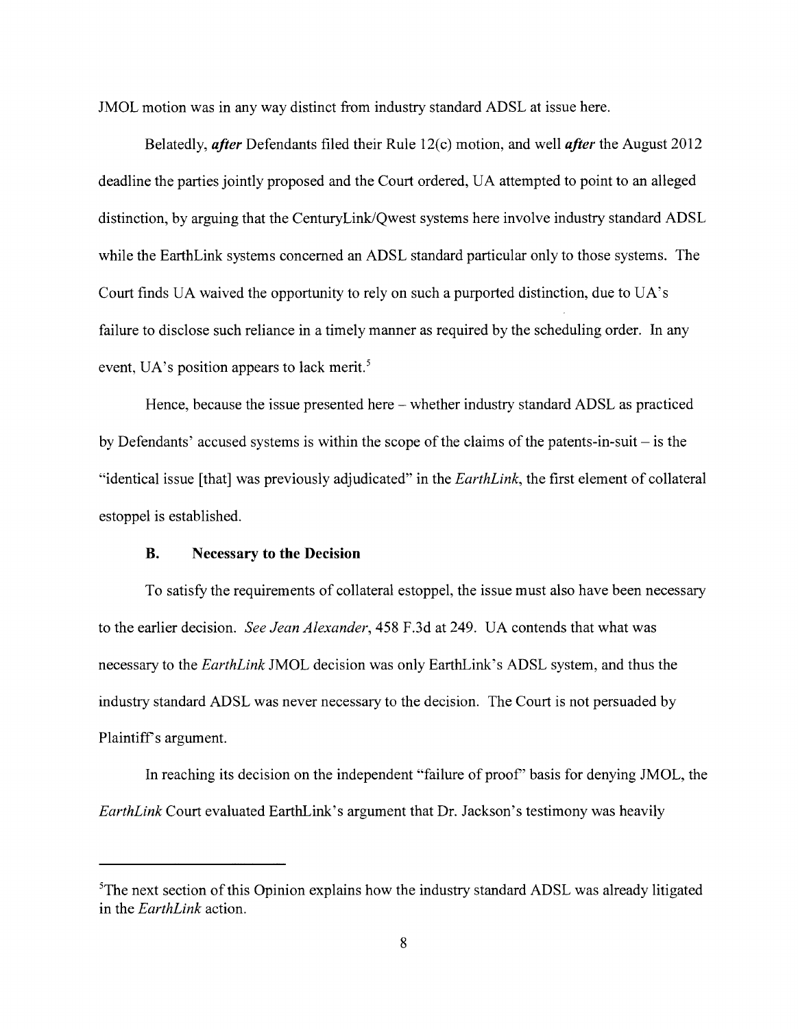JMOL motion was in any way distinct from industry standard ADSL at issue here.

Belatedly, ***after*** Defendants filed their Rule 12(c) motion, and well ***after*** the August 2012 deadline the parties jointly proposed and the Court ordered, UA attempted to point to an alleged distinction, by arguing that the CenturyLink/Qwest systems here involve industry standard ADSL while the EarthLink systems concerned an ADSL standard particular only to those systems. The Court finds UA waived the opportunity to rely on such a purported distinction, due to UA's failure to disclose such reliance in a timely manner as required by the scheduling order. In any event, UA's position appears to lack merit.[5]

Hence, because the issue presented here – whether industry standard ADSL as practiced by Defendants' accused systems is within the scope of the claims of the patents-in-suit – is the "identical issue [that] was previously adjudicated" in the *EarthLink*, the first element of collateral estoppel is established.

### B. Necessary to the Decision

To satisfy the requirements of collateral estoppel, the issue must also have been necessary to the earlier decision. *See Jean Alexander*, 458 F.3d at 249. UA contends that what was necessary to the *EarthLink* JMOL decision was only EarthLink's ADSL system, and thus the industry standard ADSL was never necessary to the decision. The Court is not persuaded by Plaintiff's argument.

In reaching its decision on the independent "failure of proof" basis for denying JMOL, the *EarthLink* Court evaluated EarthLink's argument that Dr. Jackson's testimony was heavily

---

[5]The next section of this Opinion explains how the industry standard ADSL was already litigated in the *EarthLink* action.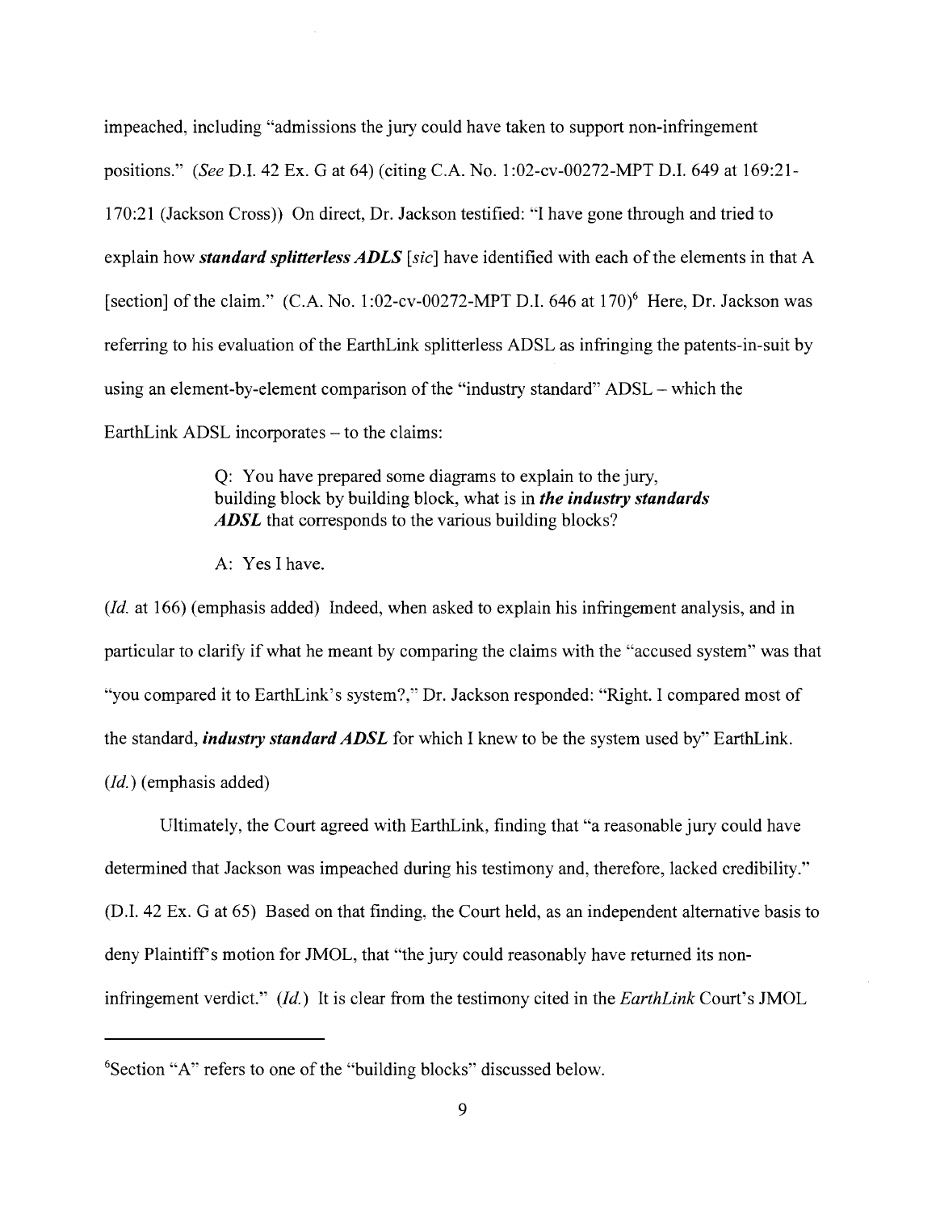impeached, including "admissions the jury could have taken to support non-infringement positions." (*See* D.I. 42 Ex. G at 64) (citing C.A. No. 1:02-cv-00272-MPT D.I. 649 at 169:21-170:21 (Jackson Cross)) On direct, Dr. Jackson testified: "I have gone through and tried to explain how ***standard splitterless ADLS*** [*sic*] have identified with each of the elements in that A [section] of the claim." (C.A. No. 1:02-cv-00272-MPT D.I. 646 at 170)[6] Here, Dr. Jackson was referring to his evaluation of the EarthLink splitterless ADSL as infringing the patents-in-suit by using an element-by-element comparison of the "industry standard" ADSL – which the EarthLink ADSL incorporates – to the claims:

> Q: You have prepared some diagrams to explain to the jury, building block by building block, what is in ***the industry standards ADSL*** that corresponds to the various building blocks?
>
> A: Yes I have.

(*Id.* at 166) (emphasis added) Indeed, when asked to explain his infringement analysis, and in particular to clarify if what he meant by comparing the claims with the "accused system" was that "you compared it to EarthLink's system?," Dr. Jackson responded: "Right. I compared most of the standard, ***industry standard ADSL*** for which I knew to be the system used by" EarthLink. (*Id.*) (emphasis added)

Ultimately, the Court agreed with EarthLink, finding that "a reasonable jury could have determined that Jackson was impeached during his testimony and, therefore, lacked credibility." (D.I. 42 Ex. G at 65) Based on that finding, the Court held, as an independent alternative basis to deny Plaintiff's motion for JMOL, that "the jury could reasonably have returned its non-infringement verdict." (*Id.*) It is clear from the testimony cited in the *EarthLink* Court's JMOL

---

[6]Section "A" refers to one of the "building blocks" discussed below.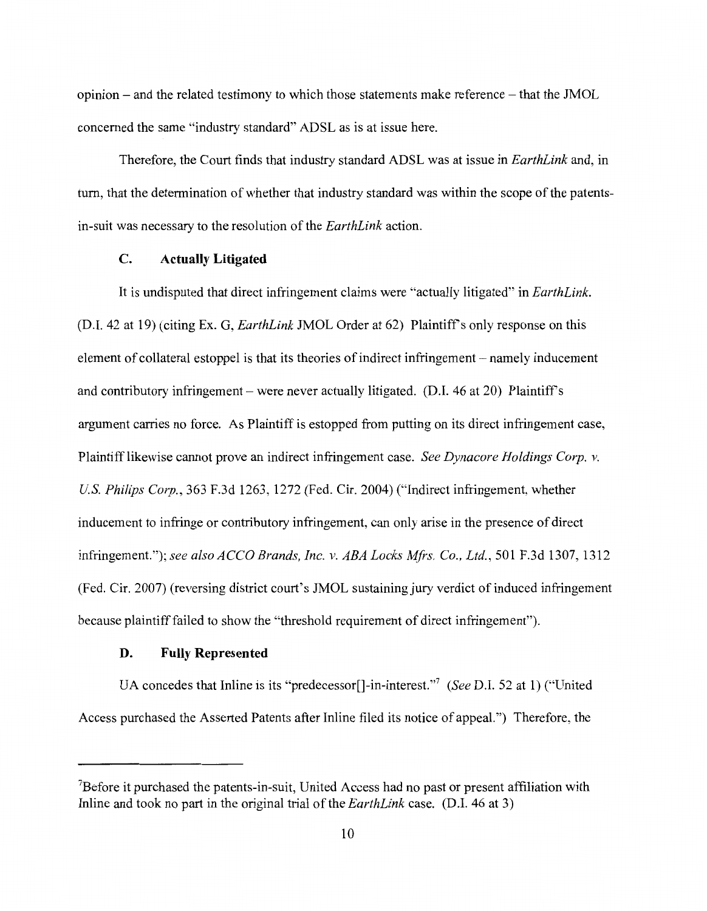opinion – and the related testimony to which those statements make reference – that the JMOL concerned the same "industry standard" ADSL as is at issue here.

Therefore, the Court finds that industry standard ADSL was at issue in *EarthLink* and, in turn, that the determination of whether that industry standard was within the scope of the patents-in-suit was necessary to the resolution of the *EarthLink* action.

### C. Actually Litigated

It is undisputed that direct infringement claims were "actually litigated" in *EarthLink*. (D.I. 42 at 19) (citing Ex. G, *EarthLink* JMOL Order at 62) Plaintiff's only response on this element of collateral estoppel is that its theories of indirect infringement – namely inducement and contributory infringement – were never actually litigated. (D.I. 46 at 20) Plaintiff's argument carries no force. As Plaintiff is estopped from putting on its direct infringement case, Plaintiff likewise cannot prove an indirect infringement case. *See Dynacore Holdings Corp. v. U.S. Philips Corp.*, 363 F.3d 1263, 1272 (Fed. Cir. 2004) ("Indirect infringement, whether inducement to infringe or contributory infringement, can only arise in the presence of direct infringement."); *see also ACCO Brands, Inc. v. ABA Locks Mfrs. Co., Ltd.*, 501 F.3d 1307, 1312 (Fed. Cir. 2007) (reversing district court's JMOL sustaining jury verdict of induced infringement because plaintiff failed to show the "threshold requirement of direct infringement").

### D. Fully Represented

UA concedes that Inline is its "predecessor[]-in-interest."[7] (*See* D.I. 52 at 1) ("United Access purchased the Asserted Patents after Inline filed its notice of appeal.") Therefore, the

---

[7]Before it purchased the patents-in-suit, United Access had no past or present affiliation with Inline and took no part in the original trial of the *EarthLink* case. (D.I. 46 at 3)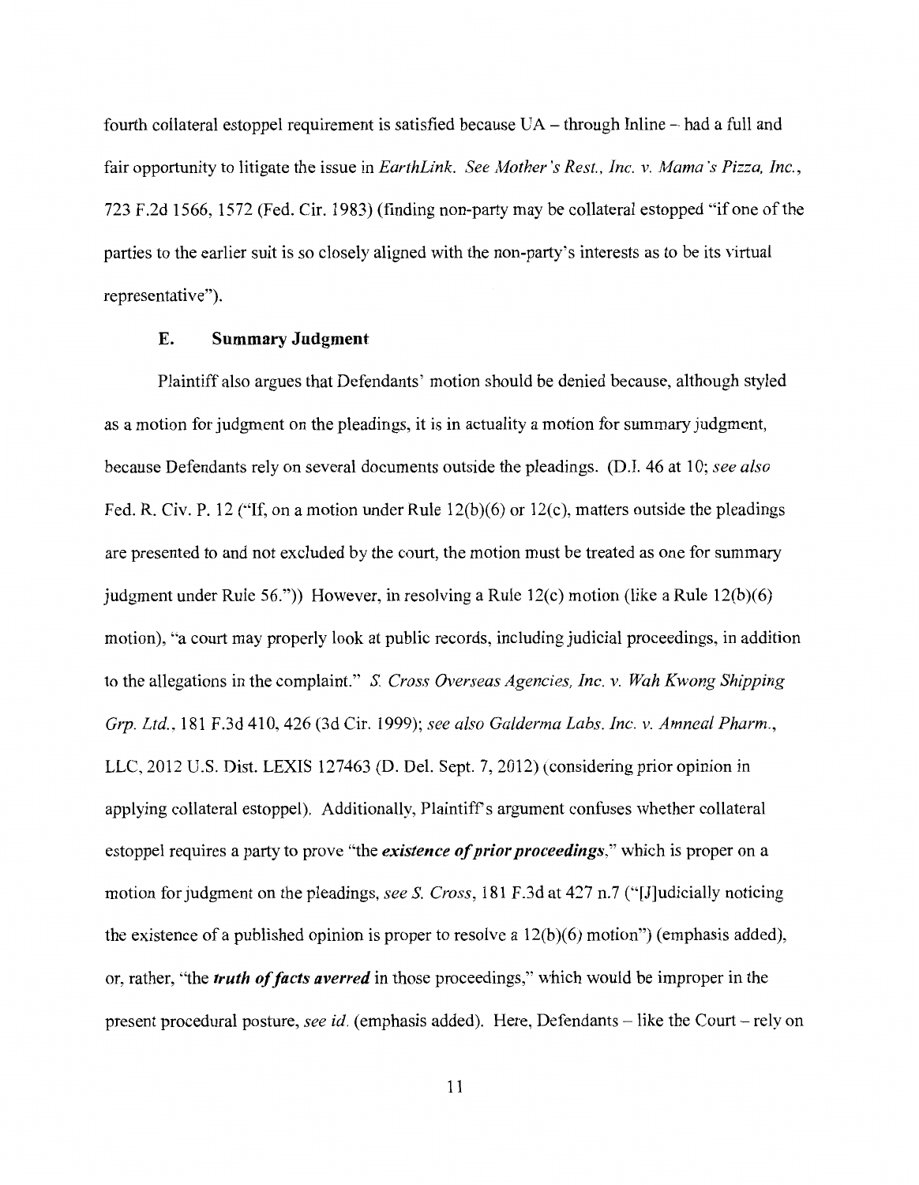fourth collateral estoppel requirement is satisfied because UA – through Inline – had a full and fair opportunity to litigate the issue in *EarthLink*. *See Mother's Rest., Inc. v. Mama's Pizza, Inc.*, 723 F.2d 1566, 1572 (Fed. Cir. 1983) (finding non-party may be collateral estopped "if one of the parties to the earlier suit is so closely aligned with the non-party's interests as to be its virtual representative").

### E. Summary Judgment

Plaintiff also argues that Defendants' motion should be denied because, although styled as a motion for judgment on the pleadings, it is in actuality a motion for summary judgment, because Defendants rely on several documents outside the pleadings. (D.I. 46 at 10; *see also* Fed. R. Civ. P. 12 ("If, on a motion under Rule 12(b)(6) or 12(c), matters outside the pleadings are presented to and not excluded by the court, the motion must be treated as one for summary judgment under Rule 56.")) However, in resolving a Rule 12(c) motion (like a Rule 12(b)(6) motion), "a court may properly look at public records, including judicial proceedings, in addition to the allegations in the complaint." *S. Cross Overseas Agencies, Inc. v. Wah Kwong Shipping Grp. Ltd.*, 181 F.3d 410, 426 (3d Cir. 1999); *see also Galderma Labs. Inc. v. Amneal Pharm.*, LLC, 2012 U.S. Dist. LEXIS 127463 (D. Del. Sept. 7, 2012) (considering prior opinion in applying collateral estoppel). Additionally, Plaintiff's argument confuses whether collateral estoppel requires a party to prove "the ***existence of prior proceedings***," which is proper on a motion for judgment on the pleadings, *see S. Cross*, 181 F.3d at 427 n.7 ("[J]udicially noticing the existence of a published opinion is proper to resolve a 12(b)(6) motion") (emphasis added), or, rather, "the ***truth of facts averred*** in those proceedings," which would be improper in the present procedural posture, *see id.* (emphasis added). Here, Defendants – like the Court – rely on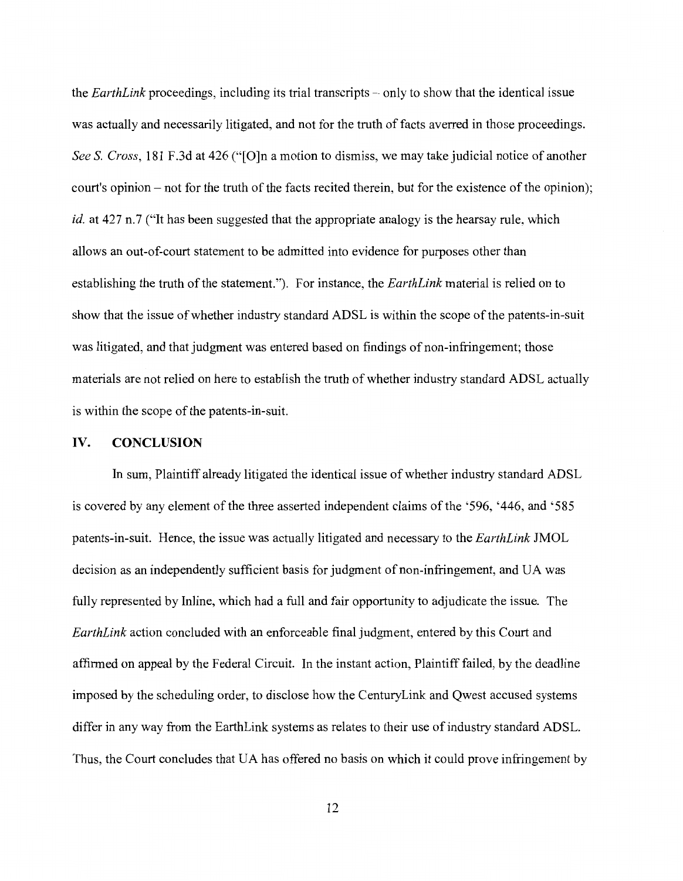the *EarthLink* proceedings, including its trial transcripts – only to show that the identical issue was actually and necessarily litigated, and not for the truth of facts averred in those proceedings. *See S. Cross*, 181 F.3d at 426 ("[O]n a motion to dismiss, we may take judicial notice of another court's opinion – not for the truth of the facts recited therein, but for the existence of the opinion); *id.* at 427 n.7 ("It has been suggested that the appropriate analogy is the hearsay rule, which allows an out-of-court statement to be admitted into evidence for purposes other than establishing the truth of the statement."). For instance, the *EarthLink* material is relied on to show that the issue of whether industry standard ADSL is within the scope of the patents-in-suit was litigated, and that judgment was entered based on findings of non-infringement; those materials are not relied on here to establish the truth of whether industry standard ADSL actually is within the scope of the patents-in-suit.

## IV. CONCLUSION

In sum, Plaintiff already litigated the identical issue of whether industry standard ADSL is covered by any element of the three asserted independent claims of the '596, '446, and '585 patents-in-suit. Hence, the issue was actually litigated and necessary to the *EarthLink* JMOL decision as an independently sufficient basis for judgment of non-infringement, and UA was fully represented by Inline, which had a full and fair opportunity to adjudicate the issue. The *EarthLink* action concluded with an enforceable final judgment, entered by this Court and affirmed on appeal by the Federal Circuit. In the instant action, Plaintiff failed, by the deadline imposed by the scheduling order, to disclose how the CenturyLink and Qwest accused systems differ in any way from the EarthLink systems as relates to their use of industry standard ADSL. Thus, the Court concludes that UA has offered no basis on which it could prove infringement by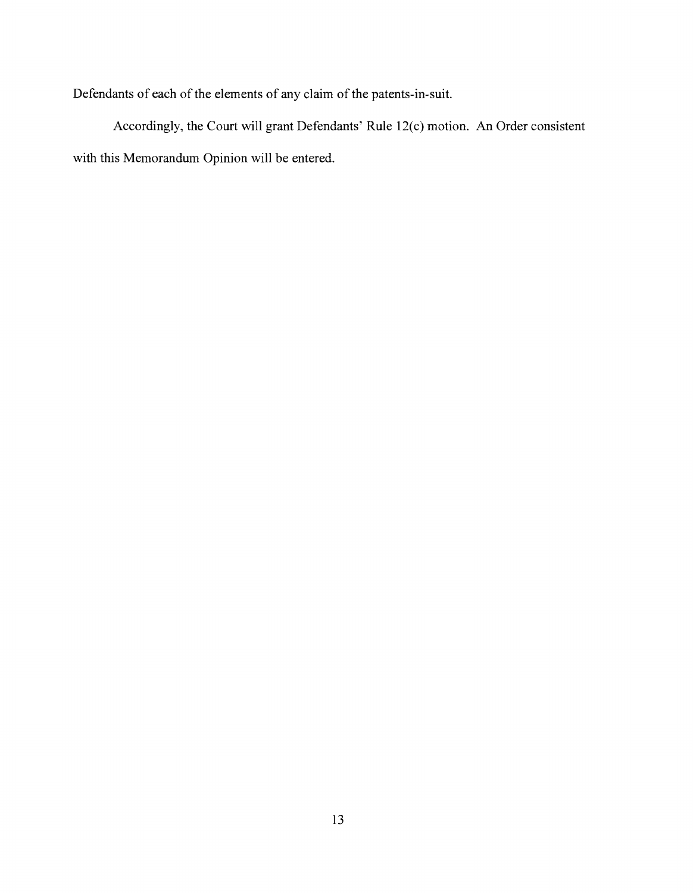Defendants of each of the elements of any claim of the patents-in-suit.

Accordingly, the Court will grant Defendants' Rule 12(c) motion. An Order consistent with this Memorandum Opinion will be entered.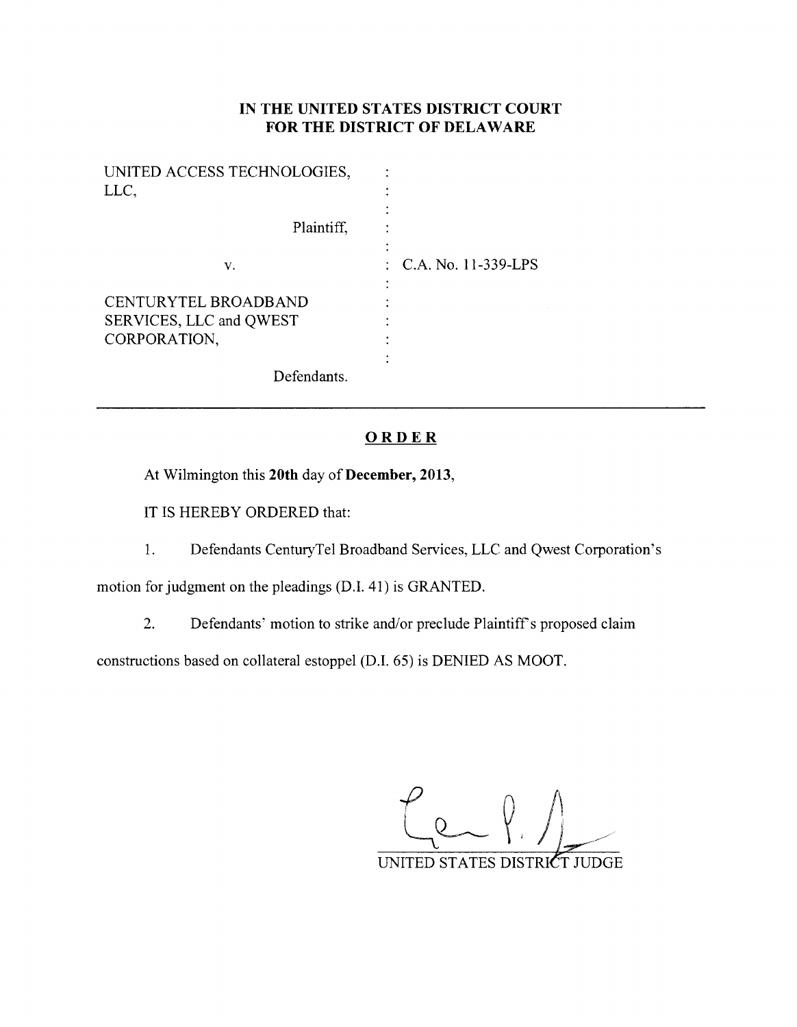**IN THE UNITED STATES DISTRICT COURT**
**FOR THE DISTRICT OF DELAWARE**

| | | |
|---|---|---|
| UNITED ACCESS TECHNOLOGIES, LLC, | : | |
| Plaintiff, | : | |
| v. | : | C.A. No. 11-339-LPS |
| CENTURYTEL BROADBAND SERVICES, LLC and QWEST CORPORATION, | : | |
| Defendants. | : | |

---

# ORDER

At Wilmington this **20th** day of **December, 2013**,

IT IS HEREBY ORDERED that:

1. Defendants CenturyTel Broadband Services, LLC and Qwest Corporation's motion for judgment on the pleadings (D.I. 41) is GRANTED.

2. Defendants' motion to strike and/or preclude Plaintiff's proposed claim constructions based on collateral estoppel (D.I. 65) is DENIED AS MOOT.

UNITED STATES DISTRICT JUDGE